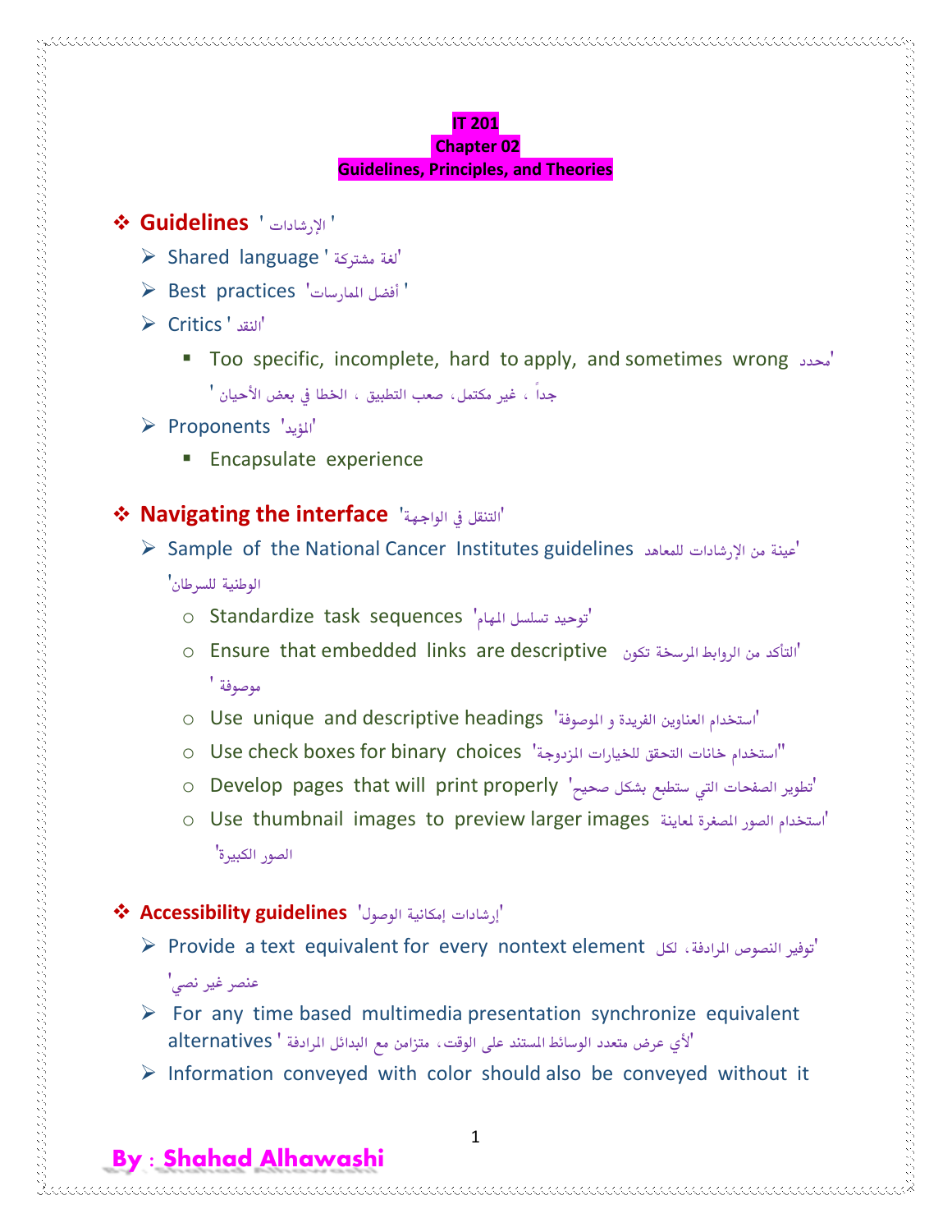**IT 201**
**Chapter 02**
**Guidelines, Principles, and Theories**

## ❖ Guidelines ' الإرشادات '

- ➢ Shared language ' لغة مشتركة'
- ➢ Best practices 'أفضل الممارسات '
- ➢ Critics ' النقد'
  - ▪ Too specific, incomplete, hard to apply, and sometimes wrong 'محدد جداً ، غير مكتمل، صعب التطبيق ، الخطا في بعض الأحيان '
- ➢ Proponents 'المؤيد'
  - ▪ Encapsulate experience

## ❖ Navigating the interface 'التنقل في الواجهة'

- ➢ Sample of the National Cancer Institutes guidelines 'عينة من الإرشادات للمعاهد الوطنية للسرطان'
  - ○ Standardize task sequences 'توحيد تسلسل المهام'
  - ○ Ensure that embedded links are descriptive 'التأكد من الروابط المرسخة تكون موصوفة '
  - ○ Use unique and descriptive headings 'استخدام العناوين الفريدة و الموصوفة'
  - ○ Use check boxes for binary choices 'استخدام خانات التحقق للخيارات المزدوجة''
  - ○ Develop pages that will print properly 'تطوير الصفحات التي ستطبع بشكل صحيح'
  - ○ Use thumbnail images to preview larger images 'استخدام الصور المصغرة لمعاينة الصور الكبيرة'

## ❖ Accessibility guidelines 'إرشادات إمكانية الوصول'

- ➢ Provide a text equivalent for every nontext element 'توفير النصوص المرادفة، لكل عنصر غير نصي'
- ➢ For any time based multimedia presentation synchronize equivalent alternatives ' لأي عرض متعدد الوسائط المستند على الوقت، متزامن مع البدائل المرادفة'
- ➢ Information conveyed with color should also be conveyed without it

**By : Shahad Alhawashi**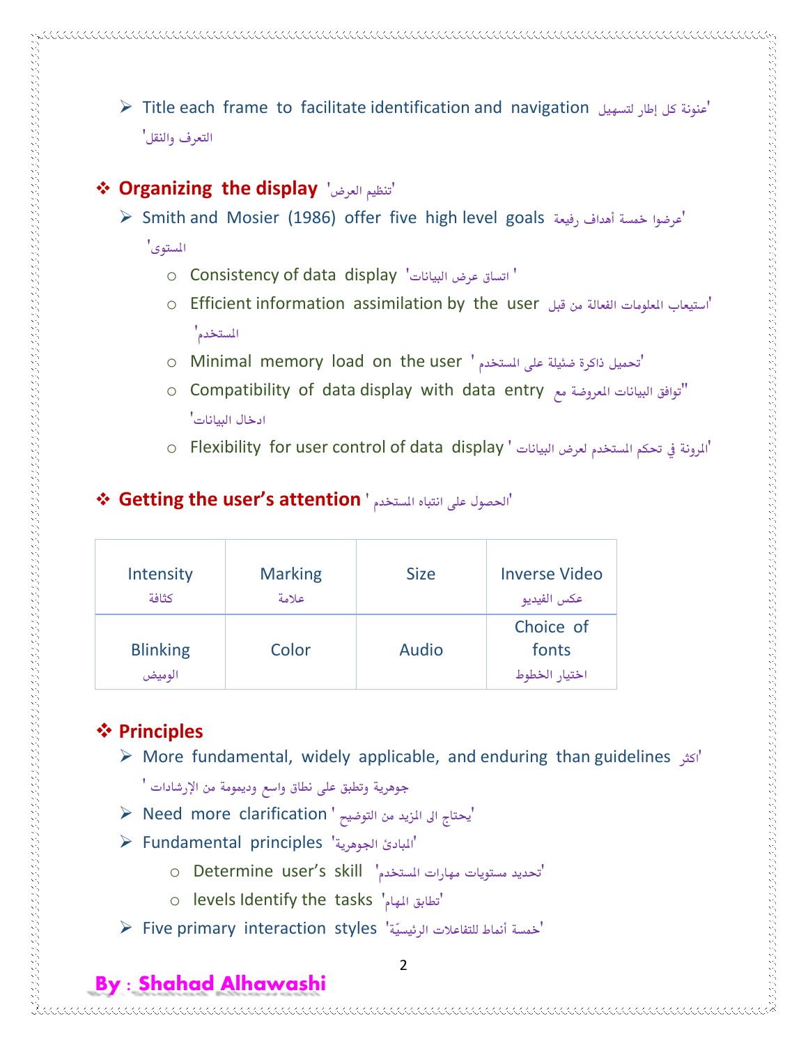- Title each frame to facilitate identification and navigation 'عنونة كل إطار لتسهيل التعرف والنقل'

## ❖ Organizing the display 'تنظيم العرض'

- Smith and Mosier (1986) offer five high level goals 'عرضوا خمسة أهداف رفيعة المستوى'
  - Consistency of data display 'اتساق عرض البيانات '
  - Efficient information assimilation by the user 'استيعاب المعلومات الفعالة من قبل المستخدم'
  - Minimal memory load on the user ' تحميل ذاكرة ضئيلة على المستخدم'
  - Compatibility of data display with data entry "توافق البيانات المعروضة مع ادخال البيانات'
  - Flexibility for user control of data display ' المرونة في تحكم المستخدم لعرض البيانات'

## ❖ Getting the user's attention ' الحصول على انتباه المستخدم'

| Intensity<br>كثافة | Marking<br>علامة | Size | Inverse Video<br>عكس الفيديو |
|---|---|---|---|
| Blinking<br>الوميض | Color | Audio | Choice of fonts<br>اختيار الخطوط |

## ❖ Principles

- More fundamental, widely applicable, and enduring than guidelines 'اكثر جوهرية وتطبق على نطاق واسع وديمومة من الإرشادات '
- Need more clarification ' يحتاج الى المزيد من التوضيح'
- Fundamental principles 'المبادئ الجوهرية'
  - Determine user's skill 'تحديد مستويات مهارات المستخدم'
  - levels Identify the tasks 'تطابق المهام'
- Five primary interaction styles 'خمسة أنماط للتفاعلات الرئيسيّة'

**By : Shahad Alhawashi**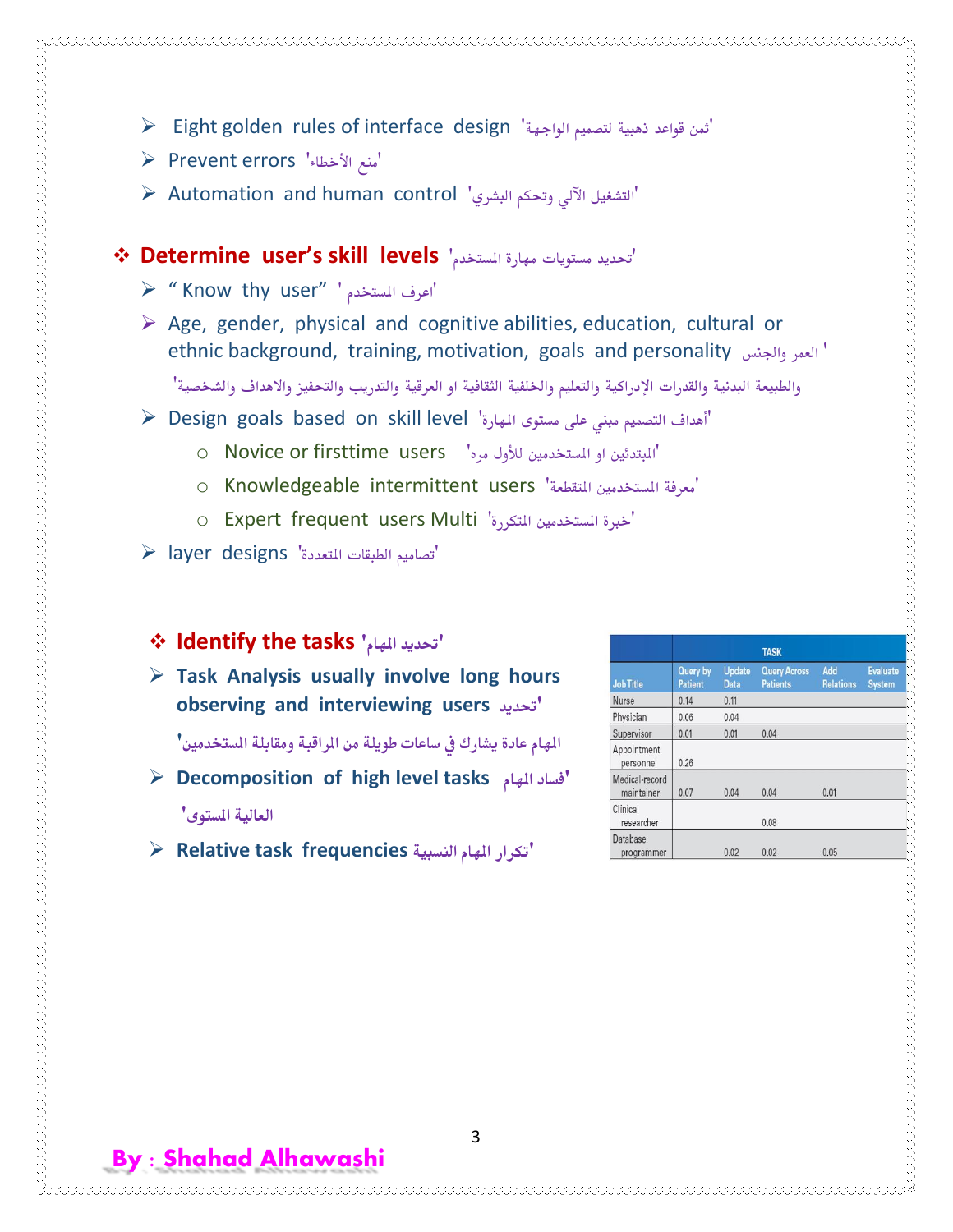- Eight golden rules of interface design 'ثمن قواعد ذهبية لتصميم الواجهة'
- Prevent errors 'منع الأخطاء'
- Automation and human control 'التشغيل الآلي وتحكم البشري'

## ❖ Determine user's skill levels 'تحديد مستويات مهارة المستخدم'

- " Know thy user" ' اعرف المستخدم'
- Age, gender, physical and cognitive abilities, education, cultural or ethnic background, training, motivation, goals and personality ' العمر والجنس والطبيعة البدنية والقدرات الإدراكية والتعليم والخلفية الثقافية او العرقية والتدريب والتحفيز والاهداف والشخصية'
- Design goals based on skill level 'أهداف التصميم مبني على مستوى المهارة'
  - Novice or firsttime users 'المبتدئين او المستخدمين للأول مره'
  - Knowledgeable intermittent users 'معرفة المستخدمين المتقطعة'
  - Expert frequent users Multi 'خبرة المستخدمين المتكررة'
- layer designs 'تصاميم الطبقات المتعددة'

## ❖ Identify the tasks 'تحديد المهام'

- **Task Analysis usually involve long hours observing and interviewing users 'تحديد المهام عادة يشارك في ساعات طويلة من المراقبة ومقابلة المستخدمين'**
- **Decomposition of high level tasks 'فساد المهام العالية المستوى'**
- **Relative task frequencies 'تكرار المهام النسبية'**

| | TASK | | | | |
|---|---|---|---|---|---|
| Job Title | Query by Patient | Update Data | Query Across Patients | Add Relations | Evaluate System |
| Nurse | 0.14 | 0.11 | | | |
| Physician | 0.06 | 0.04 | | | |
| Supervisor | 0.01 | 0.01 | 0.04 | | |
| Appointment personnel | 0.26 | | | | |
| Medical-record maintainer | 0.07 | 0.04 | 0.04 | 0.01 | |
| Clinical researcher | | | 0.08 | | |
| Database programmer | | 0.02 | 0.02 | 0.05 | |

**By : Shahad Alhawashi**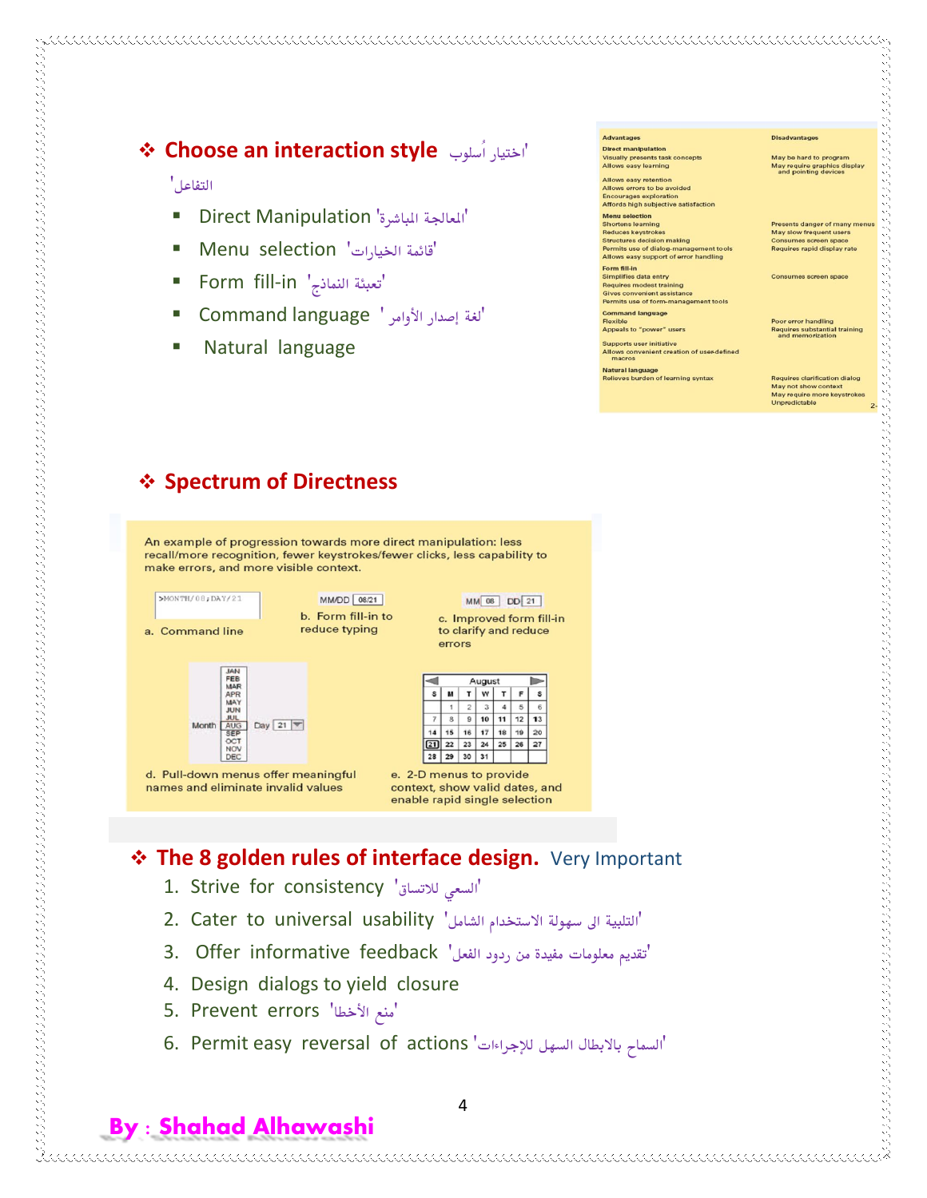## ❖ Choose an interaction style 'اختيار أسلوب التفاعل'

- Direct Manipulation 'المعالجة المباشرة'
- Menu selection 'قائمة الخيارات'
- Form fill-in 'تعبئة النماذج'
- Command language 'لغة إصدار الأوامر'
- Natural language

| Advantages | Disadvantages |
|---|---|
| **Direct manipulation** | |
| Visually presents task concepts | May be hard to program |
| Allows easy learning | May require graphics display and pointing devices |
| Allows easy retention | |
| Allows errors to be avoided | |
| Encourages exploration | |
| Affords high subjective satisfaction | |
| **Menu selection** | |
| Shortens learning | Presents danger of many menus |
| Reduces keystrokes | May slow frequent users |
| Structures decision making | Consumes screen space |
| Permits use of dialog-management tools | Requires rapid display rate |
| Allows easy support of error handling | |
| **Form fill-in** | |
| Simplifies data entry | Consumes screen space |
| Requires modest training | |
| Gives convenient assistance | |
| Permits use of form-management tools | |
| **Command language** | |
| Flexible | Poor error handling |
| Appeals to "power" users | Requires substantial training and memorization |
| Supports user initiative | |
| Allows convenient creation of user-defined macros | |
| **Natural language** | |
| Relieves burden of learning syntax | Requires clarification dialog |
| | May not show context |
| | May require more keystrokes |
| | Unpredictable |

## ❖ Spectrum of Directness

An example of progression towards more direct manipulation: less recall/more recognition, fewer keystrokes/fewer clicks, less capability to make errors, and more visible context.

a. Command line

b. Form fill-in to reduce typing

c. Improved form fill-in to clarify and reduce errors

d. Pull-down menus offer meaningful names and eliminate invalid values

e. 2-D menus to provide context, show valid dates, and enable rapid single selection

## ❖ The 8 golden rules of interface design. Very Important

1. Strive for consistency 'السعي للاتساق'
2. Cater to universal usability 'التلبية الى سهولة الاستخدام الشامل'
3. Offer informative feedback 'تقديم معلومات مفيدة من ردود الفعل'
4. Design dialogs to yield closure
5. Prevent errors 'منع الأخطا'
6. Permit easy reversal of actions 'السماح بالابطال السهل للإجراءات'

**By : Shahad Alhawashi**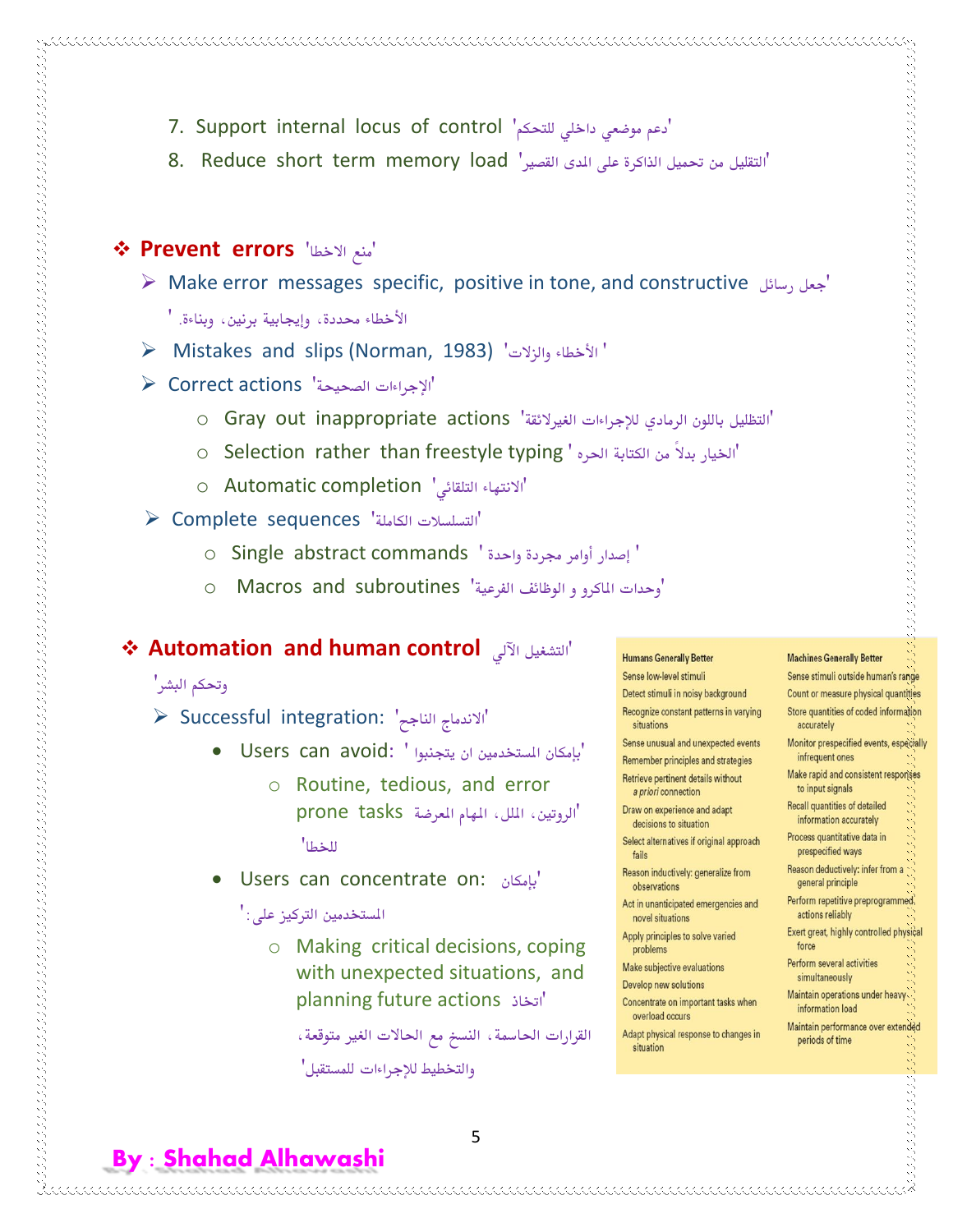7. Support internal locus of control 'دعم موضعي داخلي للتحكم'
8. Reduce short term memory load 'التقليل من تحميل الذاكرة على المدى القصير'

## ❖ Prevent errors 'منع الاخطا'

- Make error messages specific, positive in tone, and constructive 'جعل رسائل الأخطاء محددة، وإيجابية برنين، وبناءة. '
- Mistakes and slips (Norman, 1983) 'الأخطاء والزلات '
- Correct actions 'الإجراءات الصحيحة'
  - Gray out inappropriate actions 'التظليل باللون الرمادي للإجراءات الغيرلائقة'
  - Selection rather than freestyle typing ' الخيار بدلاً من الكتابة الحره'
  - Automatic completion 'الانتهاء التلقائي'
- Complete sequences 'التسلسلات الكاملة'
  - Single abstract commands ' إصدار أوامر مجردة واحدة '
  - Macros and subroutines 'وحدات الماكرو و الوظائف الفرعية'

## ❖ Automation and human control 'التشغيل الآلي وتحكم البشر'

- Successful integration: 'الاندماج الناجح'
  - Users can avoid: ' بإمكان المستخدمين ان يتجنبوا'
    - Routine, tedious, and error prone tasks 'الروتين، الملل، المهام المعرضة للخطا'
  - Users can concentrate on: 'بإمكان المستخدمين التركيز على: '
    - Making critical decisions, coping with unexpected situations, and planning future actions 'اتخاذ القرارات الحاسمة، النسخ مع الحالات الغير متوقعة، والتخطيط للإجراءات للمستقبل'

| Humans Generally Better | Machines Generally Better |
|---|---|
| Sense low-level stimuli | Sense stimuli outside human's range |
| Detect stimuli in noisy background | Count or measure physical quantities |
| Recognize constant patterns in varying situations | Store quantities of coded information accurately |
| Sense unusual and unexpected events | Monitor prespecified events, especially infrequent ones |
| Remember principles and strategies | Make rapid and consistent responses to input signals |
| Retrieve pertinent details without *a priori* connection | Recall quantities of detailed information accurately |
| Draw on experience and adapt decisions to situation | Process quantitative data in prespecified ways |
| Select alternatives if original approach fails | Reason deductively: infer from a general principle |
| Reason inductively: generalize from observations | Perform repetitive preprogrammed actions reliably |
| Act in unanticipated emergencies and novel situations | Exert great, highly controlled physical force |
| Apply principles to solve varied problems | Perform several activities simultaneously |
| Make subjective evaluations | Maintain operations under heavy information load |
| Develop new solutions | Maintain performance over extended periods of time |
| Concentrate on important tasks when overload occurs | |
| Adapt physical response to changes in situation | |

**By : Shahad Alhawashi**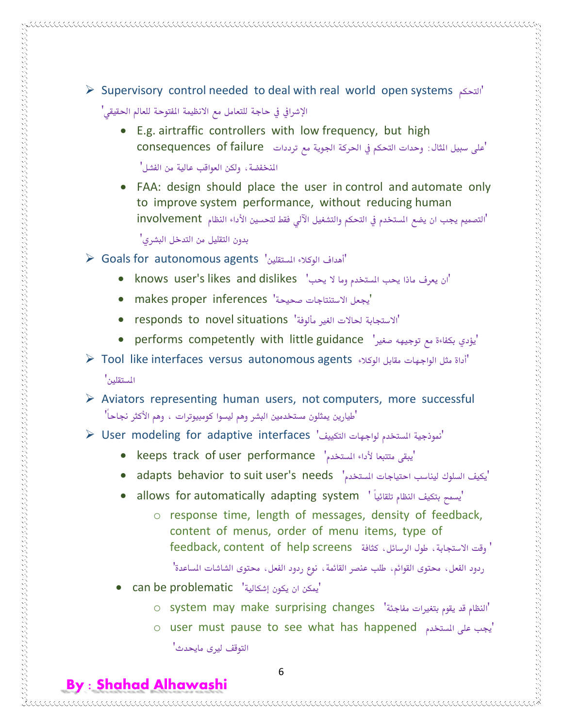- Supervisory control needed to deal with real world open systems 'التحكم الإشرافي في حاجة للتعامل مع الانظيمة المفتوحة للعالم الحقيقي'
    - E.g. airtraffic controllers with low frequency, but high consequences of failure 'على سبيل المثال: وحدات التحكم في الحركة الجوية مع ترددات المنخفضة، ولكن العواقب عالية من الفشل'
    - FAA: design should place the user in control and automate only to improve system performance, without reducing human involvement 'التصميم يجب ان يضع المستخدم في التحكم والتشغيل الآلي فقط لتحسين الأداء النظام بدون التقليل من التدخل البشري'
- Goals for autonomous agents 'أهداف الوكلاء المستقلين'
    - knows user's likes and dislikes 'ان يعرف ماذا يحب المستخدم وما لا يحب'
    - makes proper inferences 'يجعل الاستنتاجات صحيحة'
    - responds to novel situations 'الاستجابة لحالات الغير مألوفة'
    - performs competently with little guidance 'يؤدي بكفاءة مع توجيهه صغير'
- Tool like interfaces versus autonomous agents 'أداة مثل الواجهات مقابل الوكلاء المستقلين'
- Aviators representing human users, not computers, more successful 'طيارين يمثلون مستخدمين البشر وهم ليسوا كومبيوترات ، وهم الأكثر نجاحاً'
- User modeling for adaptive interfaces 'نموذجية المستخدم لواجهات التكييف'
    - keeps track of user performance 'يبقى متتبعا لأداء المستخدم'
    - adapts behavior to suit user's needs 'يكيف السلوك ليناسب احتياجات المستخدم'
    - allows for automatically adapting system 'يسمح بتكيف النظام تلقائياً'
        - response time, length of messages, density of feedback, content of menus, order of menu items, type of feedback, content of help screens 'وقت الاستجابة، طول الرسائل، كثافة ردود الفعل، محتوى القوائم، طلب عنصر القائمة، نوع ردود الفعل، محتوى الشاشات المساعدة'
    - can be problematic 'يمكن ان يكون إشكالية'
        - system may make surprising changes 'النظام قد يقوم بتغيرات مفاجئة'
        - user must pause to see what has happened 'يجب على المستخدم التوقف ليرى مايحدث'

**By : Shahad Alhawashi**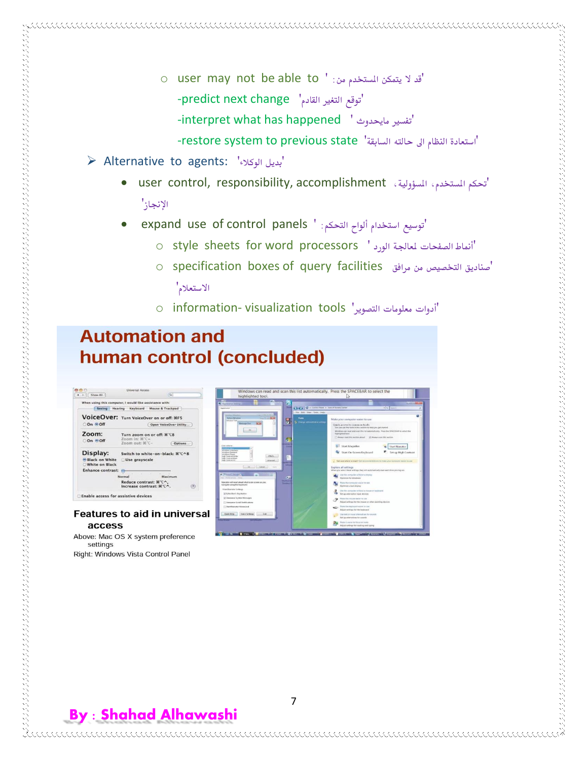- user may not be able to ' قد لا يتمكن المستخدم من :'
  - -predict next change 'توقع التغير القادم'
  - -interpret what has happened ' تفسير مايحدوث'
  - -restore system to previous state 'استعادة النظام الى حالته السابقة'

➤ Alternative to agents: 'بديل الوكلاء'

- user control, responsibility, accomplishment 'تحكم المستخدم، المسؤولية، الإنجاز'
- expand use of control panels ' توسيع استخدام ألواح التحكم:'
  - style sheets for word processors ' أنماط الصفحات لمعالجة الورد'
  - specification boxes of query facilities 'صناديق التخصيص من مرافق الاستعلام'
  - information- visualization tools 'أدوات معلومات التصوير'

## Automation and human control (concluded)

**Features to aid in universal access**

Above: Mac OS X system preference settings

Right: Windows Vista Control Panel

**By : Shahad Alhawashi**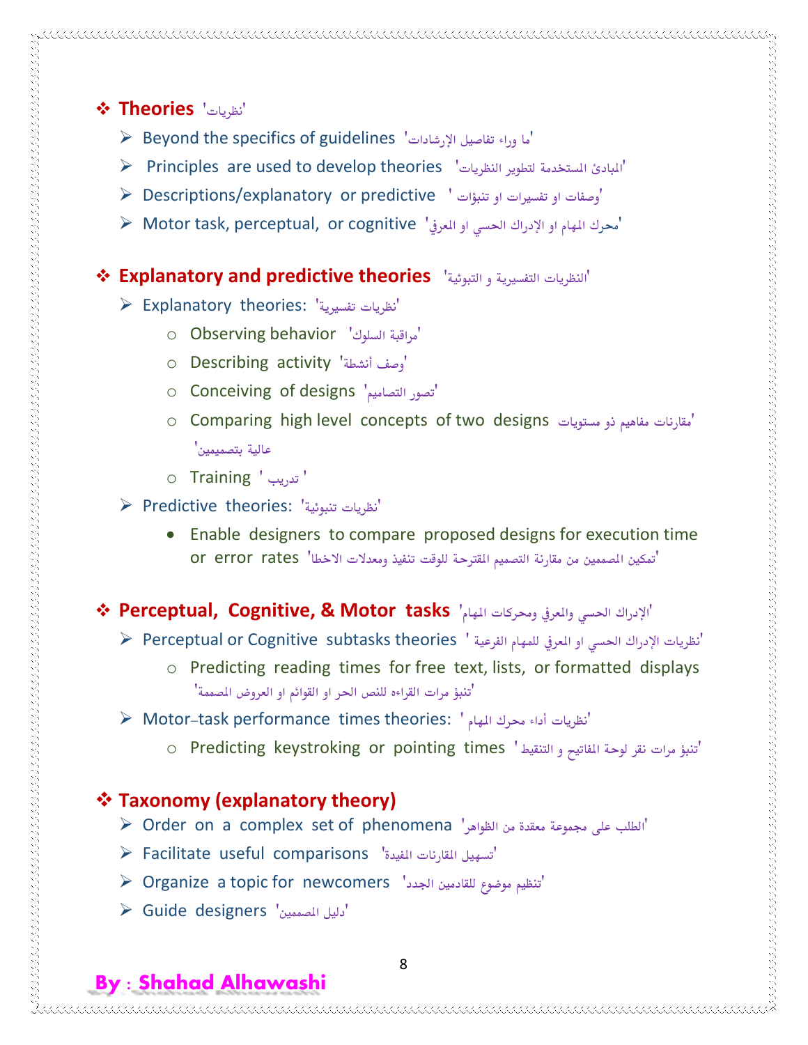## ❖ Theories 'نظريات'

- ➢ Beyond the specifics of guidelines 'ما وراء تفاصيل الإرشادات'
- ➢ Principles are used to develop theories 'المبادئ المستخدمة لتطوير النظريات'
- ➢ Descriptions/explanatory or predictive 'وصفات او تفسيرات او تنبؤات'
- ➢ Motor task, perceptual, or cognitive 'محرك المهام او الإدراك الحسي او المعرفي'

## ❖ Explanatory and predictive theories 'النظريات التفسيرية و التبوئية'

- ➢ Explanatory theories: 'نظريات تفسيرية'
  - Observing behavior 'مراقبة السلوك'
  - Describing activity 'وصف أنشطة'
  - Conceiving of designs 'تصور التصاميم'
  - Comparing high level concepts of two designs 'مقارنات مفاهيم ذو مستويات عالية بتصميمين'
  - Training ' تدريب '
- ➢ Predictive theories: 'نظريات تنبوئية'
  - Enable designers to compare proposed designs for execution time or error rates 'تمكين المصممين من مقارنة التصميم المقترحة للوقت تنفيذ ومعدلات الاخطا'

## ❖ Perceptual, Cognitive, & Motor tasks 'الإدراك الحسي والمعرفي ومحركات المهام'

- ➢ Perceptual or Cognitive subtasks theories ' نظريات الإدراك الحسي او المعرفي للمهام الفرعية'
  - Predicting reading times for free text, lists, or formatted displays 'تنبؤ مرات القراءه للنص الحر او القوائم او العروض المصممة'
- ➢ Motor–task performance times theories: ' نظريات أداء محرك المهام'
  - Predicting keystroking or pointing times 'تنبؤ مرات نقر لوحة المفاتيح و التنقيط'

## ❖ Taxonomy (explanatory theory)

- ➢ Order on a complex set of phenomena 'الطلب على مجموعة معقدة من الظواهر'
- ➢ Facilitate useful comparisons 'تسهيل المقارنات المفيدة'
- ➢ Organize a topic for newcomers 'تنظيم موضوع للقادمين الجدد'
- ➢ Guide designers 'دليل المصممين'

**By : Shahad Alhawashi**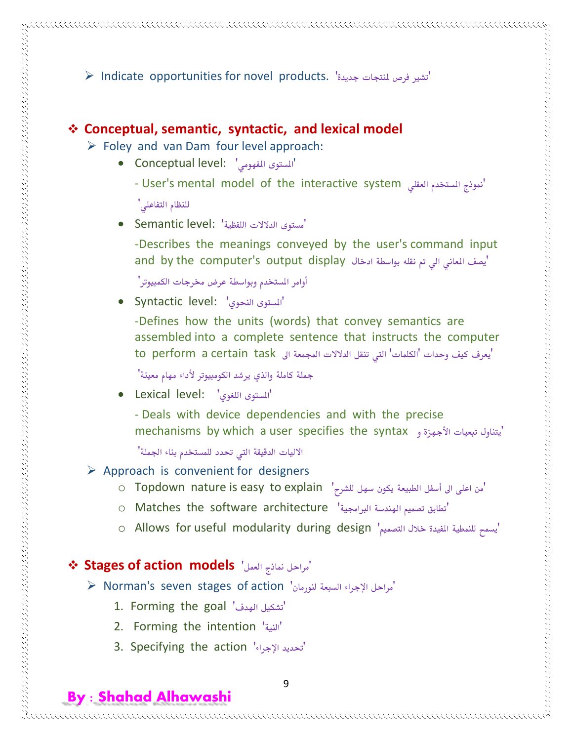- Indicate opportunities for novel products. 'تشير فرص لمنتجات جديدة'

## ❖ Conceptual, semantic, syntactic, and lexical model

- Foley and van Dam four level approach:
  - Conceptual level: 'المستوى المفهومي'
    - User's mental model of the interactive system 'نموذج المستخدم العقلي للنظام التفاعلي'
  - Semantic level: 'مستوى الدلالات اللفظية'
    - Describes the meanings conveyed by the user's command input and by the computer's output display 'يصف المعاني الي تم نقله بواسطة ادخال أوامر المستخدم وبواسطة عرض مخرجات الكمبيوتر'
  - Syntactic level: 'المستوى النحوي'
    - Defines how the units (words) that convey semantics are assembled into a complete sentence that instructs the computer to perform a certain task 'يعرف كيف وحدات 'الكلمات' التي تنقل الدلالات المجمعة الى جملة كاملة والذي يرشد الكومبيوتر لأداء مهام معينة'
  - Lexical level: 'المستوى اللغوي'
    - Deals with device dependencies and with the precise mechanisms by which a user specifies the syntax 'يتناول تبعيات الأجهزة و الاليات الدقيقة التي تحدد للمستخدم بناء الجملة'
- Approach is convenient for designers
  - Topdown nature is easy to explain 'من اعلى الى أسفل الطبيعة يكون سهل للشرح'
  - Matches the software architecture 'تطابق تصميم الهندسة البرامجية'
  - Allows for useful modularity during design 'يسمح للنمطية المفيدة خلال التصميم'

## ❖ Stages of action models 'مراحل نماذج العمل'

- Norman's seven stages of action 'مراحل الإجراء السبعة لنورمان'
  1. Forming the goal 'تشكيل الهدف'
  2. Forming the intention 'النية'
  3. Specifying the action 'تحديد الإجراء'

**By : Shahad Alhawashi**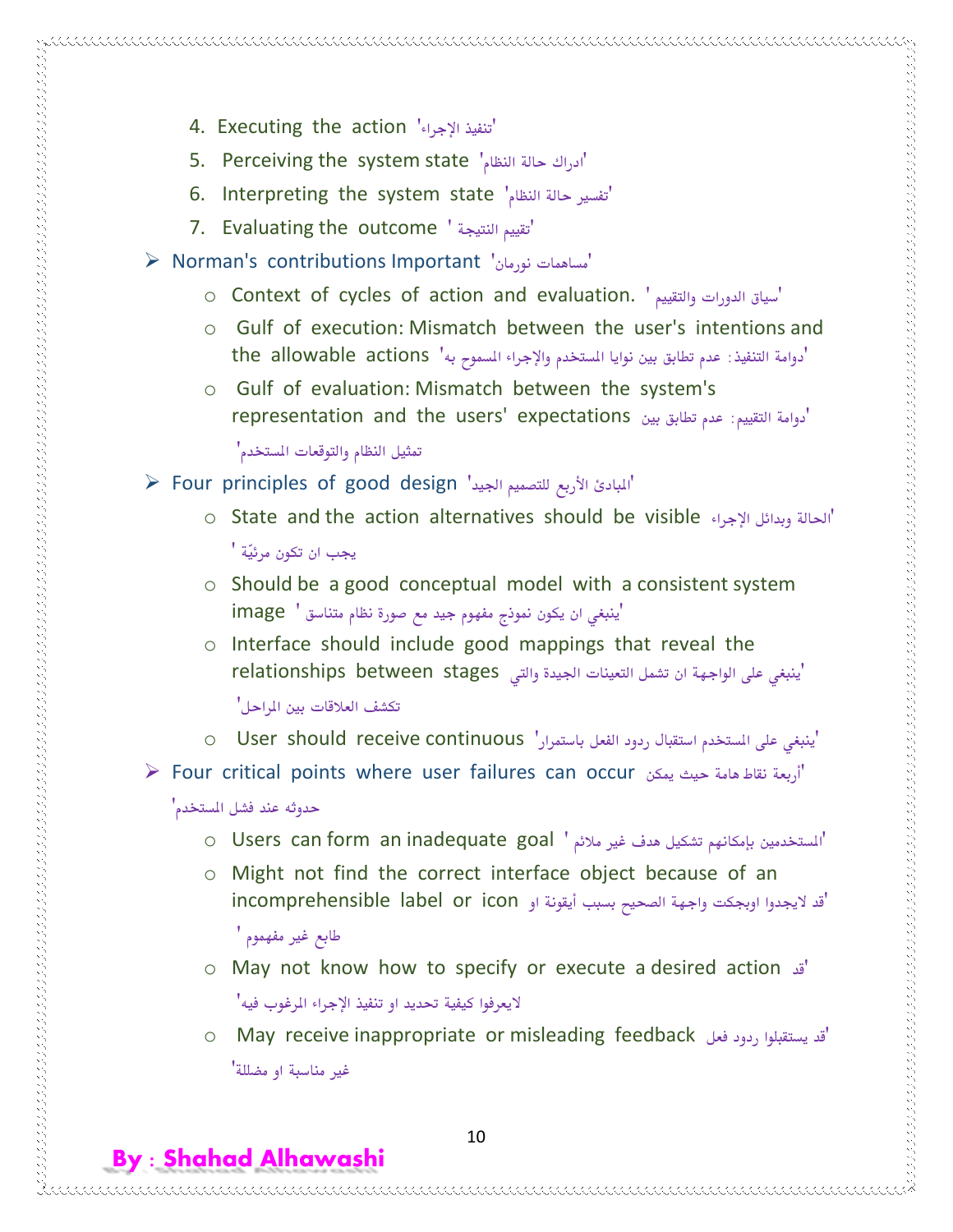4. Executing the action 'تنفيذ الإجراء'
5. Perceiving the system state 'ادراك حالة النظام'
6. Interpreting the system state 'تفسير حالة النظام'
7. Evaluating the outcome ' تقييم النتيجة'

- Norman's contributions Important 'مساهمات نورمان'
    - Context of cycles of action and evaluation. ' سياق الدورات والتقييم'
    - Gulf of execution: Mismatch between the user's intentions and the allowable actions 'دوامة التنفيذ: عدم تطابق بين نوايا المستخدم والإجراء المسموح به'
    - Gulf of evaluation: Mismatch between the system's representation and the users' expectations 'دوامة التقييم: عدم تطابق بين تمثيل النظام والتوقعات المستخدم'
- Four principles of good design 'المبادئ الأربع للتصميم الجيد'
    - State and the action alternatives should be visible 'الحالة وبدائل الإجراء يجب ان تكون مرئيّة '
    - Should be a good conceptual model with a consistent system image 'ينبغي ان يكون نموذج مفهوم جيد مع صورة نظام متناسق'
    - Interface should include good mappings that reveal the relationships between stages 'ينبغي على الواجهة ان تشمل التعينات الجيدة والتي تكشف العلاقات بين المراحل'
    - User should receive continuous 'ينبغي على المستخدم استقبال ردود الفعل باستمرار'
- Four critical points where user failures can occur 'أربعة نقاط هامة حيث يمكن حدوثه عند فشل المستخدم'
    - Users can form an inadequate goal ' المستخدمين بإمكانهم تشكيل هدف غير ملائم'
    - Might not find the correct interface object because of an incomprehensible label or icon 'قد لايجدوا اوبجكت واجهة الصحيح بسبب أيقونة او طابع غير مفهموم '
    - May not know how to specify or execute a desired action 'قد لايعرفوا كيفية تحديد او تنفيذ الإجراء المرغوب فيه'
    - May receive inappropriate or misleading feedback 'قد يستقبلوا ردود فعل غير مناسبة او مضللة'

By : Shahad Alhawashi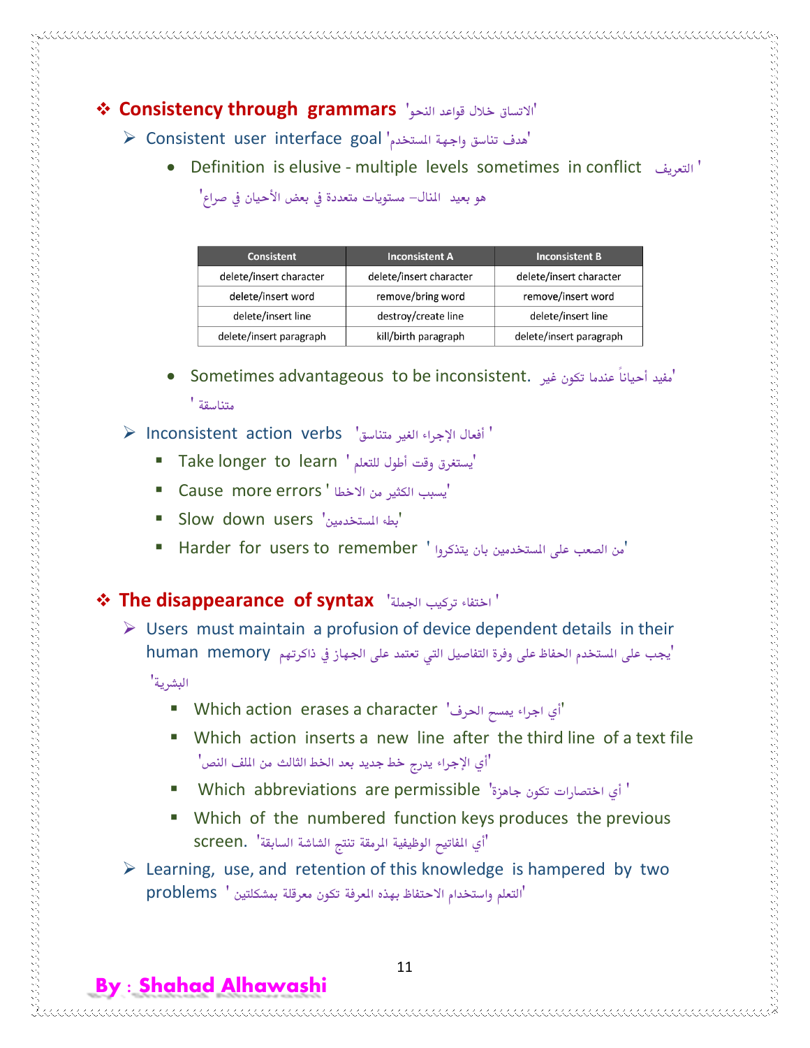## ❖ Consistency through grammars 'الاتساق خلال قواعد النحو'

- ➢ Consistent user interface goal 'هدف تناسق واجهة المستخدم'
  - Definition is elusive - multiple levels sometimes in conflict 'التعريف هو بعيد المنال– مستويات متعددة في بعض الأحيان في صراع'

| Consistent | Inconsistent A | Inconsistent B |
|---|---|---|
| delete/insert character | delete/insert character | delete/insert character |
| delete/insert word | remove/bring word | remove/insert word |
| delete/insert line | destroy/create line | delete/insert line |
| delete/insert paragraph | kill/birth paragraph | delete/insert paragraph |

  - Sometimes advantageous to be inconsistent. 'مفيد أحياناً عندما تكون غير متناسقة '

- ➢ Inconsistent action verbs 'أفعال الإجراء الغير متناسق '
  - Take longer to learn 'يستغرق وقت أطول للتعلم'
  - Cause more errors 'يسبب الكثير من الاخطا'
  - Slow down users 'بطء المستخدمين'
  - Harder for users to remember 'من الصعب على المستخدمين بان يتذكروا'

## ❖ The disappearance of syntax 'اختفاء تركيب الجملة '

- ➢ Users must maintain a profusion of device dependent details in their human memory 'يجب على المستخدم الحفاظ على وفرة التفاصيل التي تعتمد على الجهاز في ذاكرتهم البشرية'
  - Which action erases a character 'أي اجراء يمسح الحرف'
  - Which action inserts a new line after the third line of a text file 'أي الإجراء يدرج خط جديد بعد الخط الثالث من الملف النص'
  - Which abbreviations are permissible 'أي اختصارات تكون جاهزة '
  - Which of the numbered function keys produces the previous screen. 'أي المفاتيح الوظيفية المرمقة تنتج الشاشة السابقة'
- ➢ Learning, use, and retention of this knowledge is hampered by two problems 'التعلم واستخدام الاحتفاظ بهذه المعرفة تكون معرقلة بمشكلتين'

**By : Shahad Alhawashi**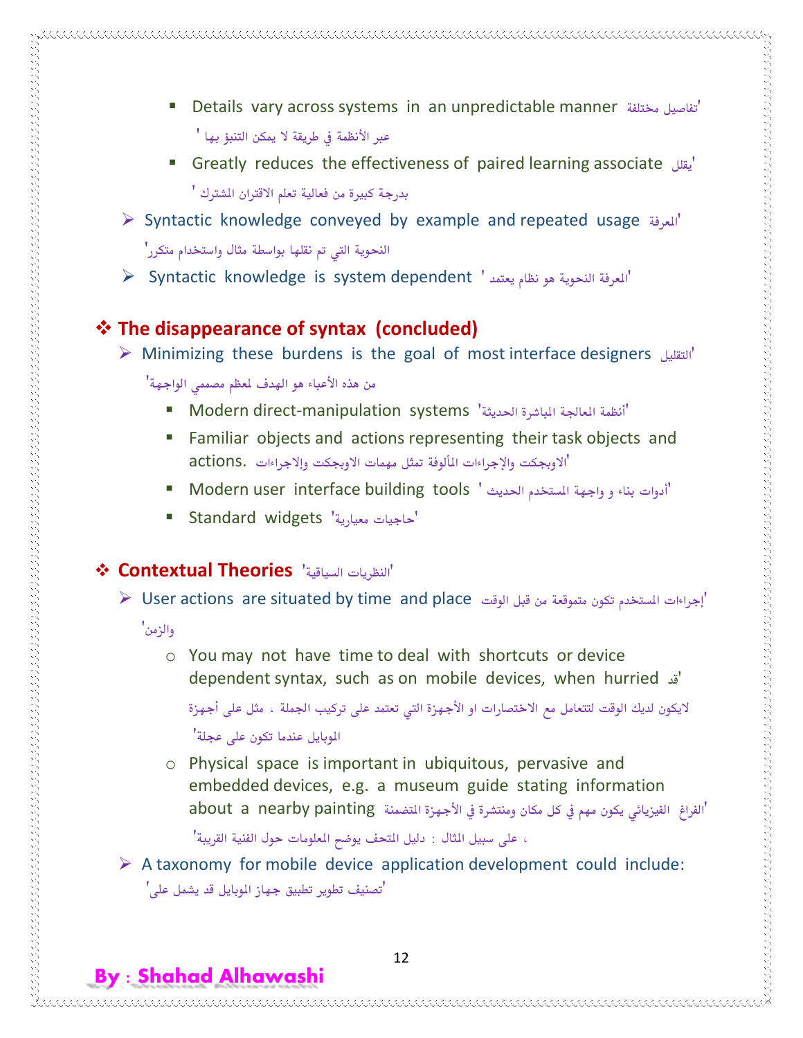- Details vary across systems in an unpredictable manner 'تفاصيل مختلفة عبر الأنظمة في طريقة لا يمكن التنبؤ بها '
    - Greatly reduces the effectiveness of paired learning associate 'يقلل بدرجة كبيرة من فعالية تعلم الاقتران المشترك '
  - Syntactic knowledge conveyed by example and repeated usage 'المعرفة النحوية التي تم نقلها بواسطة مثال واستخدام متكرر'
  - Syntactic knowledge is system dependent ' المعرفة النحوية هو نظام يعتمد'

## ❖ The disappearance of syntax (concluded)

- Minimizing these burdens is the goal of most interface designers 'التقليل من هذه الأعباء هو الهدف لمعظم مصممي الواجهة'
  - Modern direct-manipulation systems 'أنظمة المعالجة المباشرة الحديثة'
  - Familiar objects and actions representing their task objects and actions. 'الاوبجكت والإجراءات المألوفة تمثل مهمات الاوبجكت والإجراءات'
  - Modern user interface building tools ' أدوات بناء و واجهة المستخدم الحديث'
  - Standard widgets 'حاجيات معيارية'

## ❖ Contextual Theories 'النظريات السياقية'

- User actions are situated by time and place 'إجراءات المستخدم تكون متموقعة من قبل الوقت والزمن'
  - You may not have time to deal with shortcuts or device dependent syntax, such as on mobile devices, when hurried 'قد لايكون لديك الوقت لتتعامل مع الاختصارات او الأجهزة التي تعتمد على تركيب الجملة ، مثل على أجهزة الموبايل عندما تكون على عجلة'
  - Physical space is important in ubiquitous, pervasive and embedded devices, e.g. a museum guide stating information about a nearby painting 'الفراغ الفيزيائي يكون مهم في كل مكان ومنتشرة في الأجهزة المتضمنة ، على سبيل المثال : دليل المتحف يوضح المعلومات حول الفنية القريبة'
- A taxonomy for mobile device application development could include: 'تصنيف تطوير تطبيق جهاز الموبايل قد يشمل على'

By : Shahad Alhawashi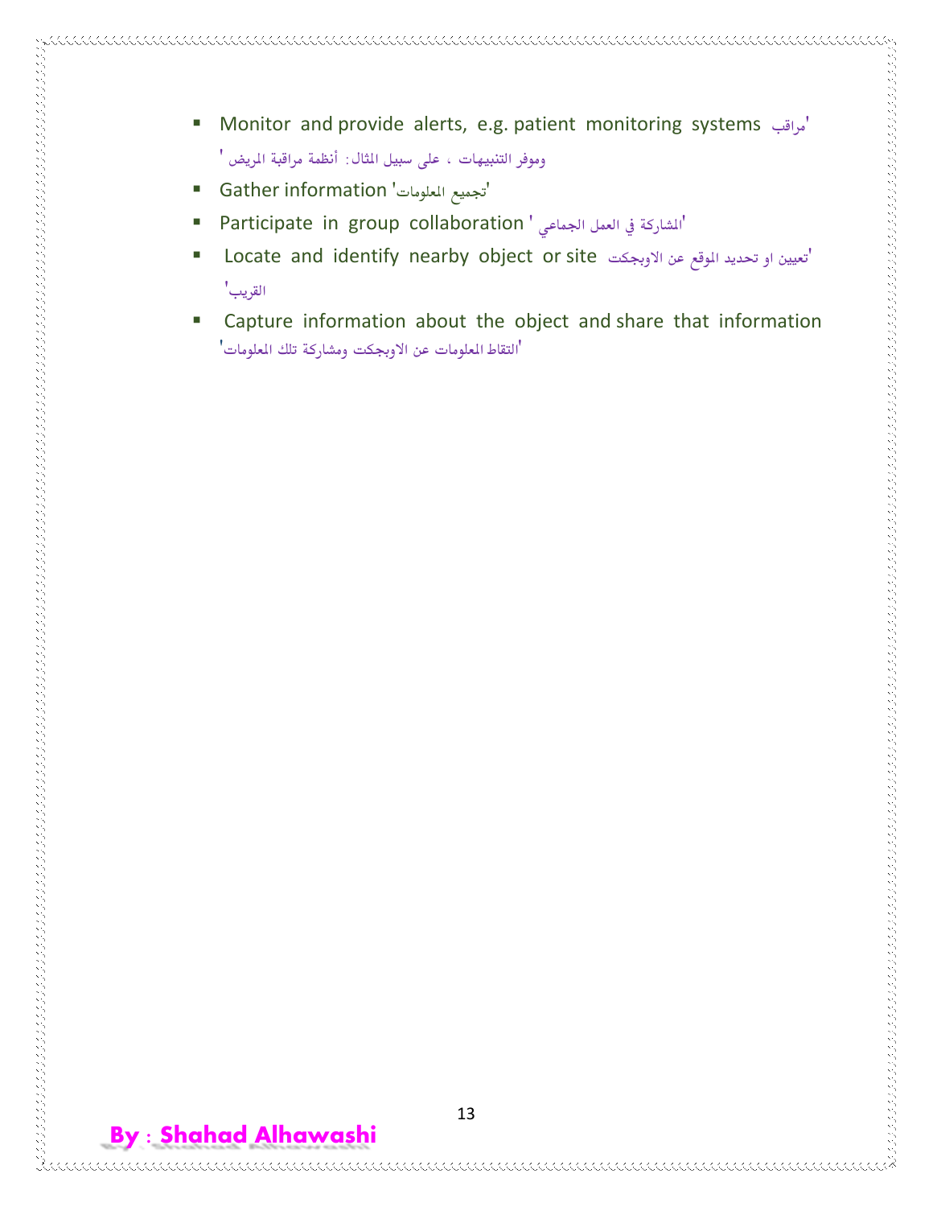- Monitor and provide alerts, e.g. patient monitoring systems 'مراقب وموفر التنبيهات ، على سبيل المثال: أنظمة مراقبة المريض '
- Gather information 'تجميع المعلومات'
- Participate in group collaboration ' المشاركة في العمل الجماعي'
- Locate and identify nearby object or site 'تعيين او تحديد الموقع عن الاوبجكت القريب'
- Capture information about the object and share that information 'التقاط المعلومات عن الاوبجكت ومشاركة تلك المعلومات'

**By : Shahad Alhawashi**